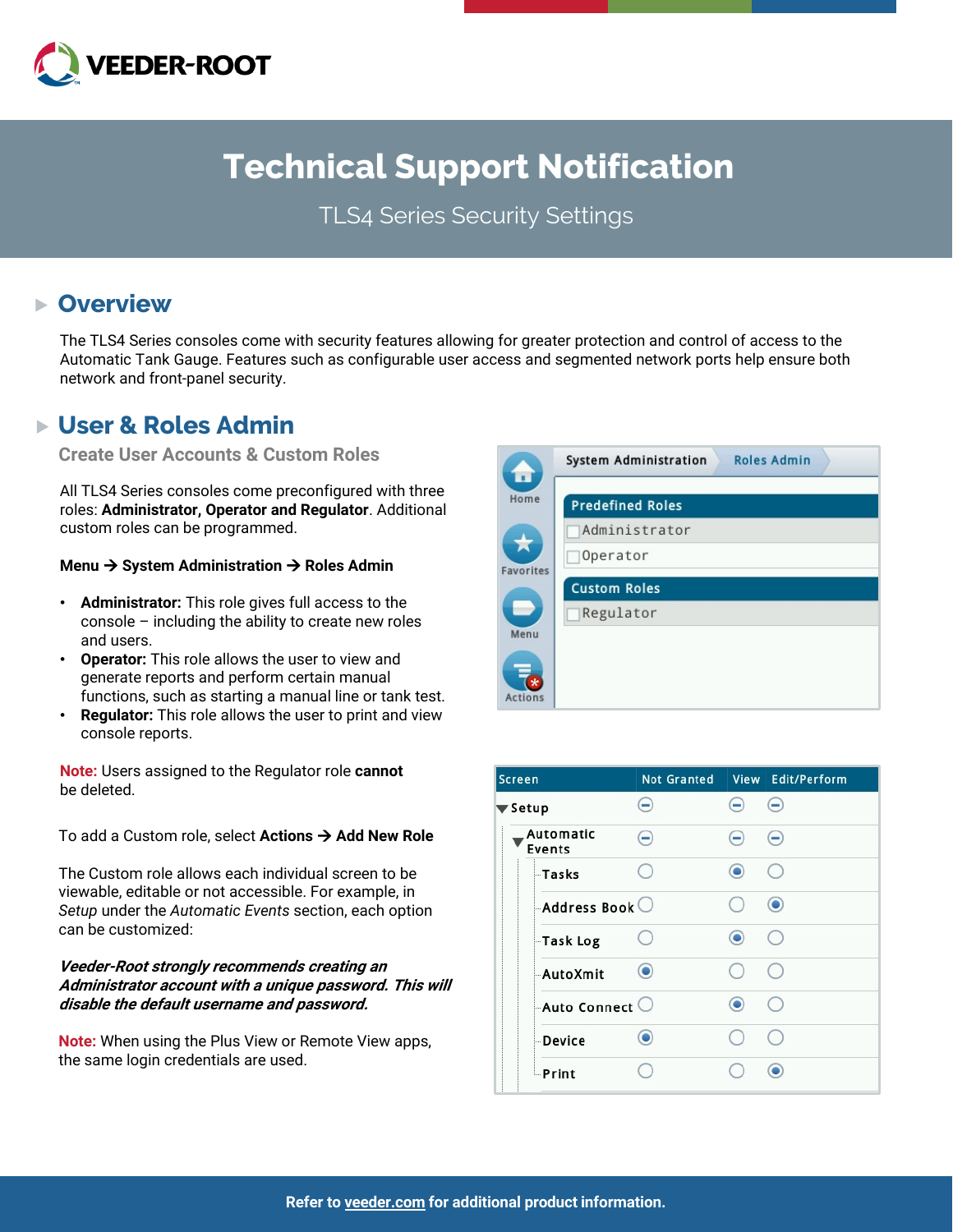# Technical Support Notification

TLS4 Series Security Settings

## Overview

The TLS4 Series consoles come with security features allowing for greater protection and control of access to the Automatic Tank Gauge. Features such as configurable user access and segmented network ports help ensure both network and front-panel security.

## User & Roles Admin

### Create User Accounts & Custom Roles

All TLS4 Series consoles come preconfigured with three roles: **Administrator, Operator and Regulator**. Additional custom roles can be programmed.

**Menu → System Administration → Roles Admin**

- **Administrator:** This role gives full access to the console – including the ability to create new roles and users.
- **Operator:** This role allows the user to view and generate reports and perform certain manual functions, such as starting a manual line or tank test.
- **Regulator:** This role allows the user to print and view console reports.

**Note:** Users assigned to the Regulator role **cannot** be deleted.

To add a Custom role, select **Actions → Add New Role**

The Custom role allows each individual screen to be viewable, editable or not accessible. For example, in *Setup* under the *Automatic Events* section, each option can be customized:

***Veeder-Root strongly recommends creating an Administrator account with a unique password. This will disable the default username and password.***

**Note:** When using the Plus View or Remote View apps, the same login credentials are used.

| Screen | Not Granted | View | Edit/Perform |
|---|---|---|---|
| Setup | ⊖ | ⊖ | ⊖ |
| Automatic Events | ⊖ | ⊖ | ⊖ |
| Tasks | ○ | ● | ○ |
| Address Book | ○ | ○ | ● |
| Task Log | ○ | ● | ○ |
| AutoXmit | ● | ○ | ○ |
| Auto Connect | ○ | ● | ○ |
| Device | ● | ○ | ○ |
| Print | ○ | ○ | ● |

Refer to veeder.com for additional product information.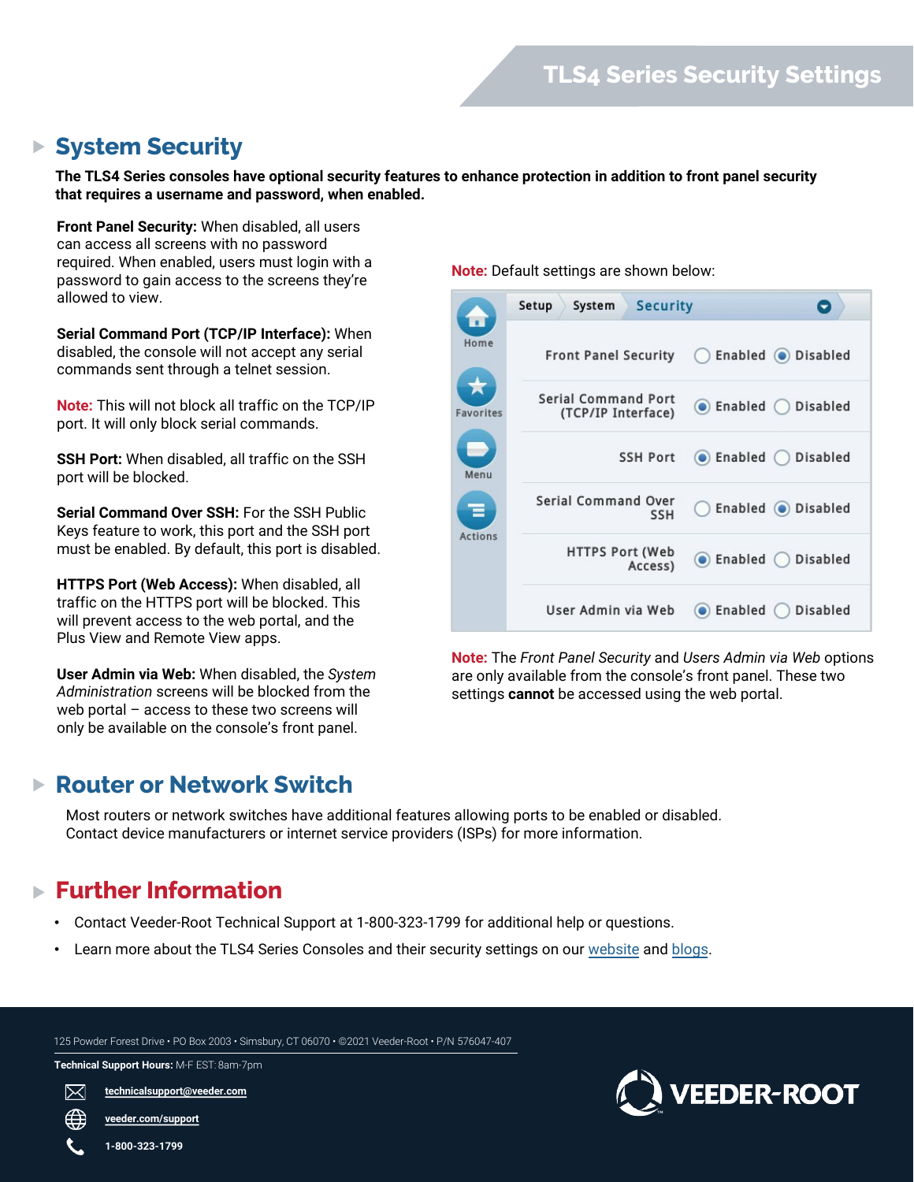# TLS4 Series Security Settings

## System Security

**The TLS4 Series consoles have optional security features to enhance protection in addition to front panel security that requires a username and password, when enabled.**

**Front Panel Security:** When disabled, all users can access all screens with no password required. When enabled, users must login with a password to gain access to the screens they're allowed to view.

**Serial Command Port (TCP/IP Interface):** When disabled, the console will not accept any serial commands sent through a telnet session.

**Note:** This will not block all traffic on the TCP/IP port. It will only block serial commands.

**SSH Port:** When disabled, all traffic on the SSH port will be blocked.

**Serial Command Over SSH:** For the SSH Public Keys feature to work, this port and the SSH port must be enabled. By default, this port is disabled.

**HTTPS Port (Web Access):** When disabled, all traffic on the HTTPS port will be blocked. This will prevent access to the web portal, and the Plus View and Remote View apps.

**User Admin via Web:** When disabled, the *System Administration* screens will be blocked from the web portal – access to these two screens will only be available on the console's front panel.

**Note:** Default settings are shown below:

Setup > System > Security

| Setting | Default |
|---|---|
| Front Panel Security | Disabled |
| Serial Command Port (TCP/IP Interface) | Enabled |
| SSH Port | Enabled |
| Serial Command Over SSH | Disabled |
| HTTPS Port (Web Access) | Enabled |
| User Admin via Web | Enabled |

**Note:** The *Front Panel Security* and *Users Admin via Web* options are only available from the console's front panel. These two settings **cannot** be accessed using the web portal.

## Router or Network Switch

Most routers or network switches have additional features allowing ports to be enabled or disabled. Contact device manufacturers or internet service providers (ISPs) for more information.

## Further Information

- Contact Veeder-Root Technical Support at 1-800-323-1799 for additional help or questions.
- Learn more about the TLS4 Series Consoles and their security settings on our website and blogs.

125 Powder Forest Drive • PO Box 2003 • Simsbury, CT 06070 • ©2021 Veeder-Root • P/N 576047-407

**Technical Support Hours:** M-F EST: 8am-7pm

technicalsupport@veeder.com

veeder.com/support

1-800-323-1799

VEEDER-ROOT